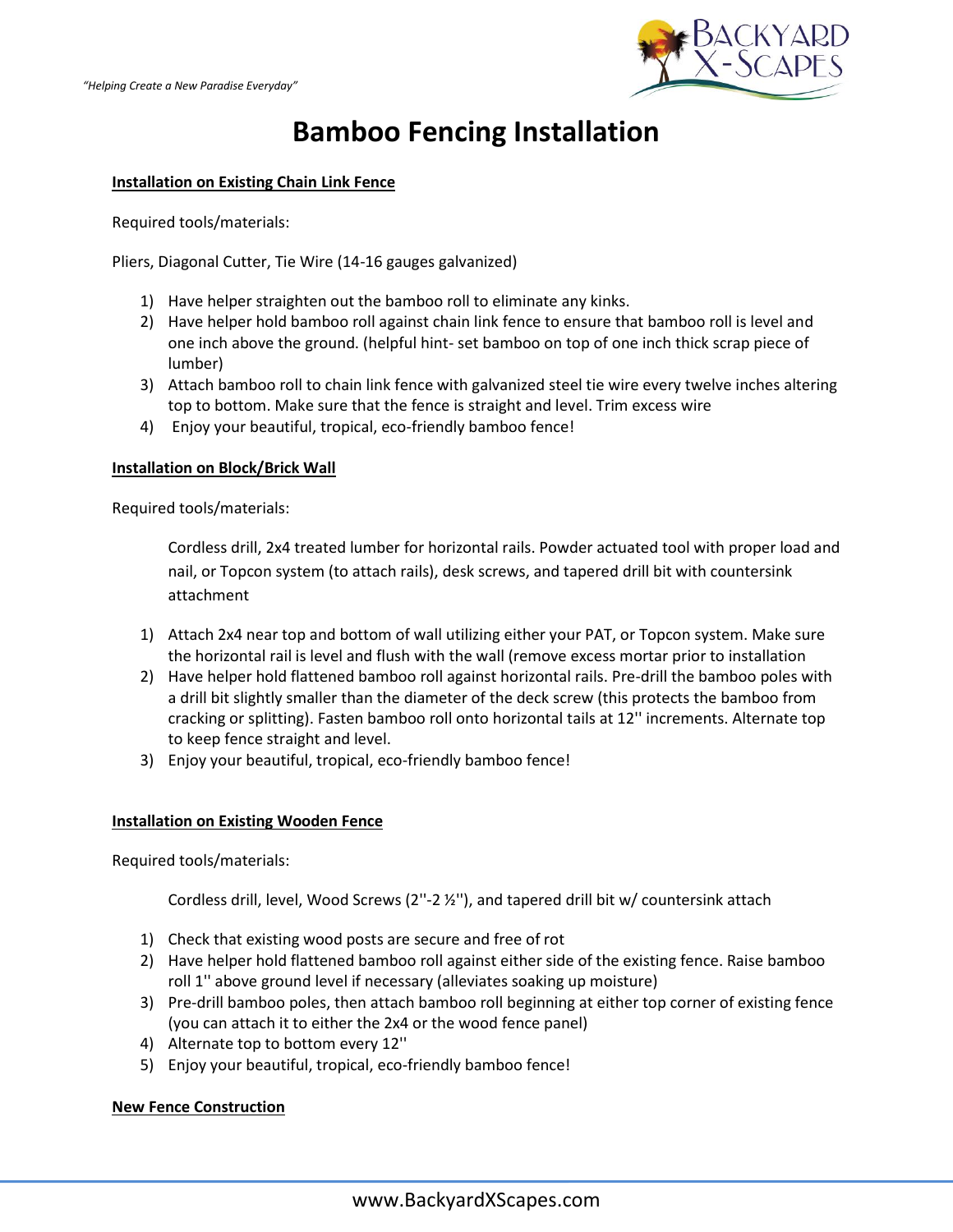*"Helping Create a New Paradise Everyday"*

# Bamboo Fencing Installation

**Installation on Existing Chain Link Fence**

Required tools/materials:

Pliers, Diagonal Cutter, Tie Wire (14-16 gauges galvanized)

1) Have helper straighten out the bamboo roll to eliminate any kinks.
2) Have helper hold bamboo roll against chain link fence to ensure that bamboo roll is level and one inch above the ground. (helpful hint- set bamboo on top of one inch thick scrap piece of lumber)
3) Attach bamboo roll to chain link fence with galvanized steel tie wire every twelve inches altering top to bottom. Make sure that the fence is straight and level. Trim excess wire
4) Enjoy your beautiful, tropical, eco-friendly bamboo fence!

**Installation on Block/Brick Wall**

Required tools/materials:

Cordless drill, 2x4 treated lumber for horizontal rails. Powder actuated tool with proper load and nail, or Topcon system (to attach rails), desk screws, and tapered drill bit with countersink attachment

1) Attach 2x4 near top and bottom of wall utilizing either your PAT, or Topcon system. Make sure the horizontal rail is level and flush with the wall (remove excess mortar prior to installation
2) Have helper hold flattened bamboo roll against horizontal rails. Pre-drill the bamboo poles with a drill bit slightly smaller than the diameter of the deck screw (this protects the bamboo from cracking or splitting). Fasten bamboo roll onto horizontal tails at 12'' increments. Alternate top to keep fence straight and level.
3) Enjoy your beautiful, tropical, eco-friendly bamboo fence!

**Installation on Existing Wooden Fence**

Required tools/materials:

Cordless drill, level, Wood Screws (2''-2 ½''), and tapered drill bit w/ countersink attach

1) Check that existing wood posts are secure and free of rot
2) Have helper hold flattened bamboo roll against either side of the existing fence. Raise bamboo roll 1'' above ground level if necessary (alleviates soaking up moisture)
3) Pre-drill bamboo poles, then attach bamboo roll beginning at either top corner of existing fence (you can attach it to either the 2x4 or the wood fence panel)
4) Alternate top to bottom every 12''
5) Enjoy your beautiful, tropical, eco-friendly bamboo fence!

**New Fence Construction**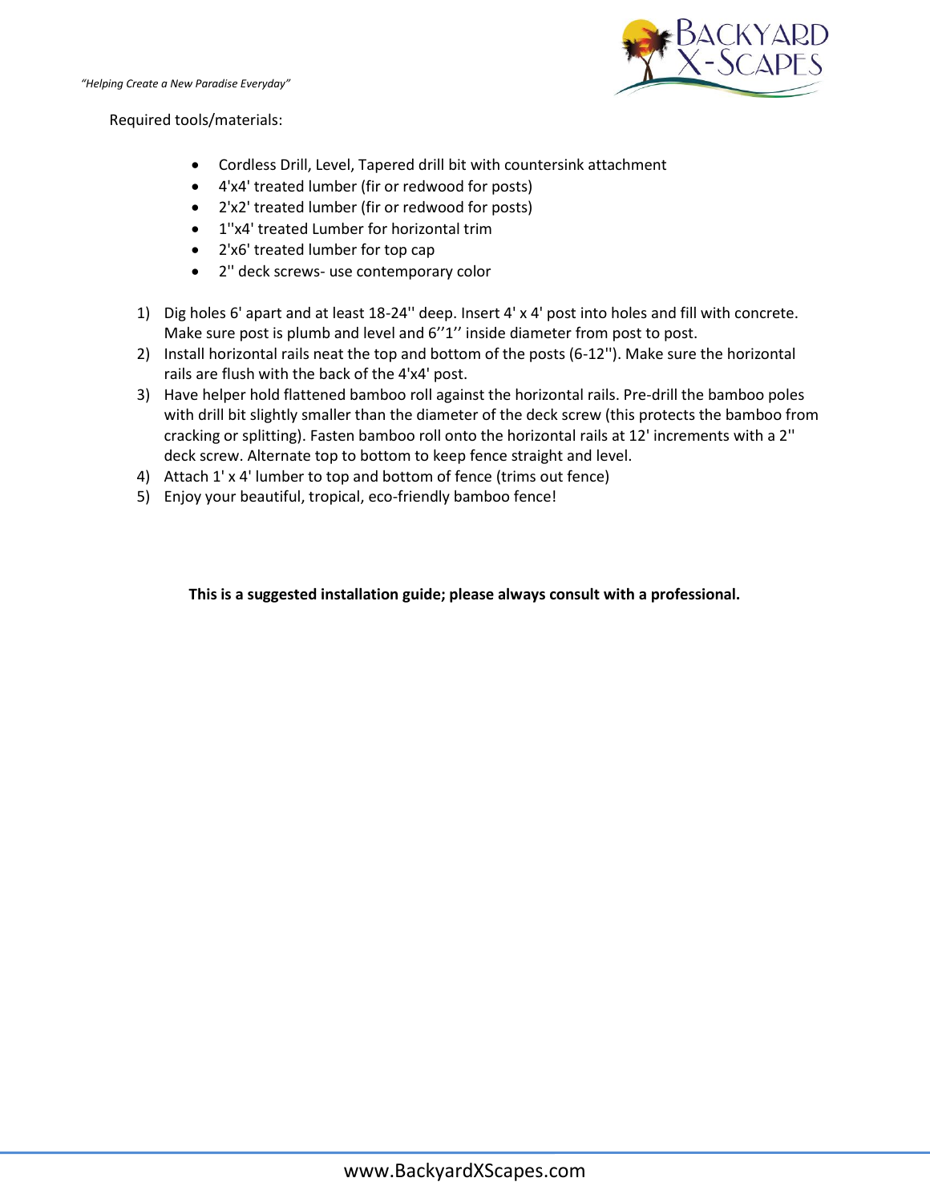Required tools/materials:

- Cordless Drill, Level, Tapered drill bit with countersink attachment
- 4'x4' treated lumber (fir or redwood for posts)
- 2'x2' treated lumber (fir or redwood for posts)
- 1''x4' treated Lumber for horizontal trim
- 2'x6' treated lumber for top cap
- 2'' deck screws- use contemporary color

1) Dig holes 6' apart and at least 18-24'' deep. Insert 4' x 4' post into holes and fill with concrete. Make sure post is plumb and level and 6''1'' inside diameter from post to post.
2) Install horizontal rails neat the top and bottom of the posts (6-12''). Make sure the horizontal rails are flush with the back of the 4'x4' post.
3) Have helper hold flattened bamboo roll against the horizontal rails. Pre-drill the bamboo poles with drill bit slightly smaller than the diameter of the deck screw (this protects the bamboo from cracking or splitting). Fasten bamboo roll onto the horizontal rails at 12' increments with a 2'' deck screw. Alternate top to bottom to keep fence straight and level.
4) Attach 1' x 4' lumber to top and bottom of fence (trims out fence)
5) Enjoy your beautiful, tropical, eco-friendly bamboo fence!

**This is a suggested installation guide; please always consult with a professional.**